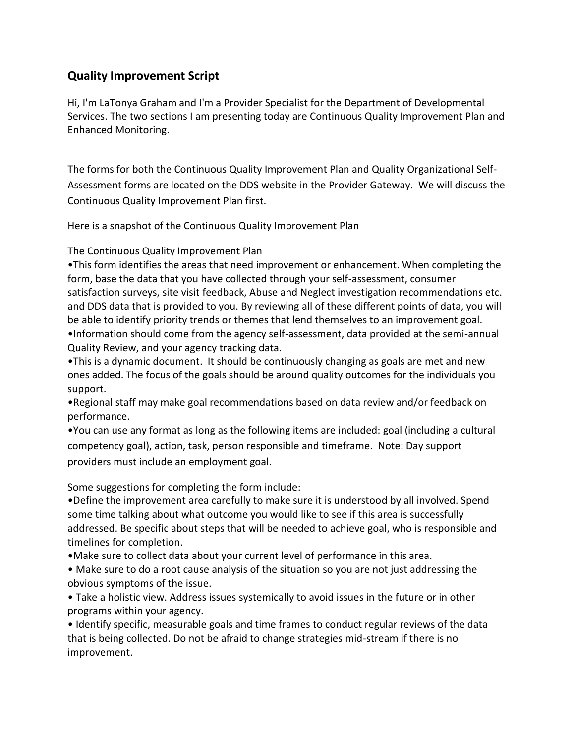## Quality Improvement Script

Hi, I'm LaTonya Graham and I'm a Provider Specialist for the Department of Developmental Services. The two sections I am presenting today are Continuous Quality Improvement Plan and Enhanced Monitoring.

The forms for both the Continuous Quality Improvement Plan and Quality Organizational Self-Assessment forms are located on the DDS website in the Provider Gateway. We will discuss the Continuous Quality Improvement Plan first.

Here is a snapshot of the Continuous Quality Improvement Plan

The Continuous Quality Improvement Plan

- This form identifies the areas that need improvement or enhancement. When completing the form, base the data that you have collected through your self-assessment, consumer satisfaction surveys, site visit feedback, Abuse and Neglect investigation recommendations etc. and DDS data that is provided to you. By reviewing all of these different points of data, you will be able to identify priority trends or themes that lend themselves to an improvement goal.
- Information should come from the agency self-assessment, data provided at the semi-annual Quality Review, and your agency tracking data.
- This is a dynamic document. It should be continuously changing as goals are met and new ones added. The focus of the goals should be around quality outcomes for the individuals you support.
- Regional staff may make goal recommendations based on data review and/or feedback on performance.
- You can use any format as long as the following items are included: goal (including a cultural competency goal), action, task, person responsible and timeframe. Note: Day support providers must include an employment goal.

Some suggestions for completing the form include:

- Define the improvement area carefully to make sure it is understood by all involved. Spend some time talking about what outcome you would like to see if this area is successfully addressed. Be specific about steps that will be needed to achieve goal, who is responsible and timelines for completion.
- Make sure to collect data about your current level of performance in this area.
- Make sure to do a root cause analysis of the situation so you are not just addressing the obvious symptoms of the issue.
- Take a holistic view. Address issues systemically to avoid issues in the future or in other programs within your agency.
- Identify specific, measurable goals and time frames to conduct regular reviews of the data that is being collected. Do not be afraid to change strategies mid-stream if there is no improvement.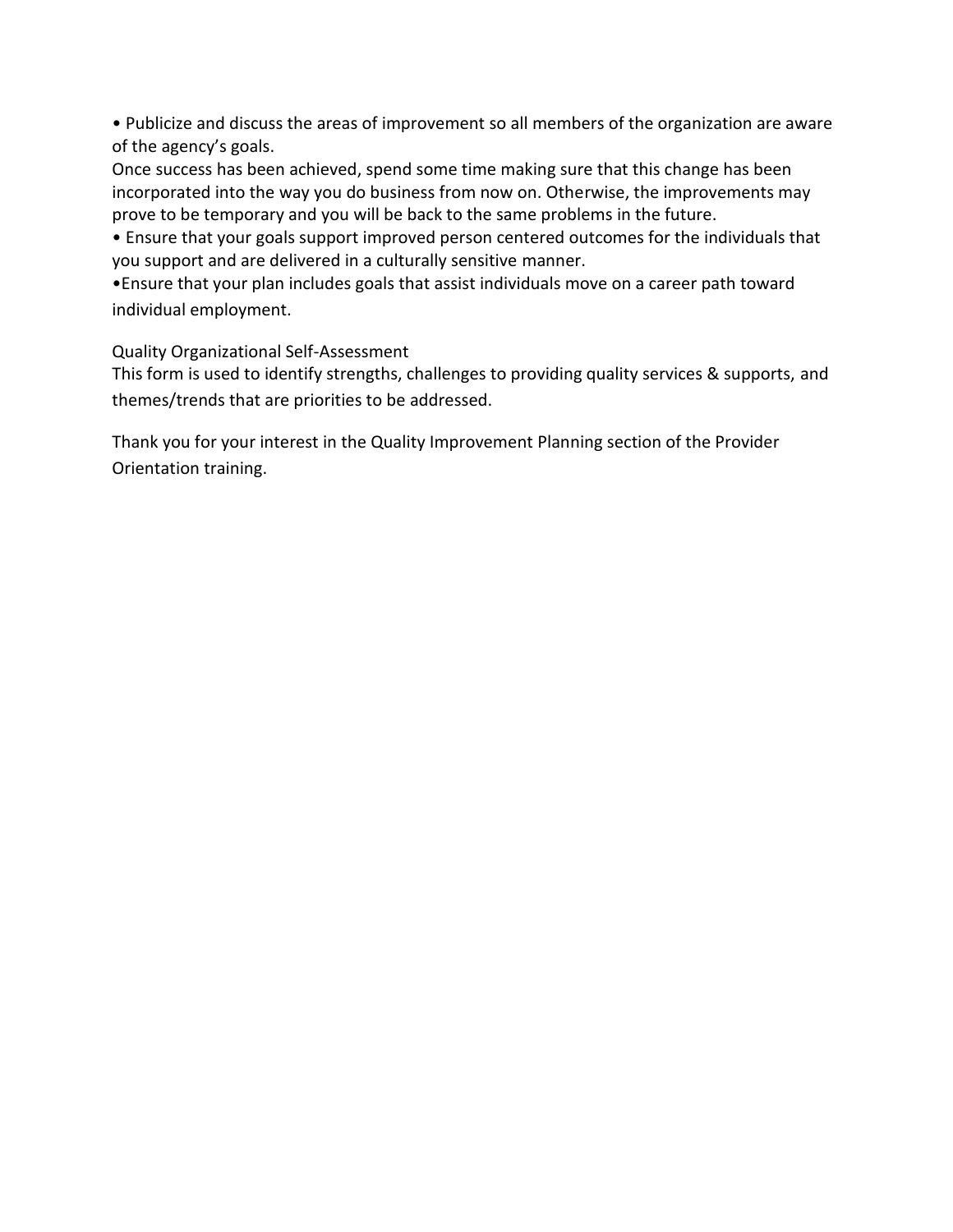- Publicize and discuss the areas of improvement so all members of the organization are aware of the agency's goals.

Once success has been achieved, spend some time making sure that this change has been incorporated into the way you do business from now on. Otherwise, the improvements may prove to be temporary and you will be back to the same problems in the future.

- Ensure that your goals support improved person centered outcomes for the individuals that you support and are delivered in a culturally sensitive manner.
- Ensure that your plan includes goals that assist individuals move on a career path toward individual employment.

Quality Organizational Self-Assessment

This form is used to identify strengths, challenges to providing quality services & supports, and themes/trends that are priorities to be addressed.

Thank you for your interest in the Quality Improvement Planning section of the Provider Orientation training.